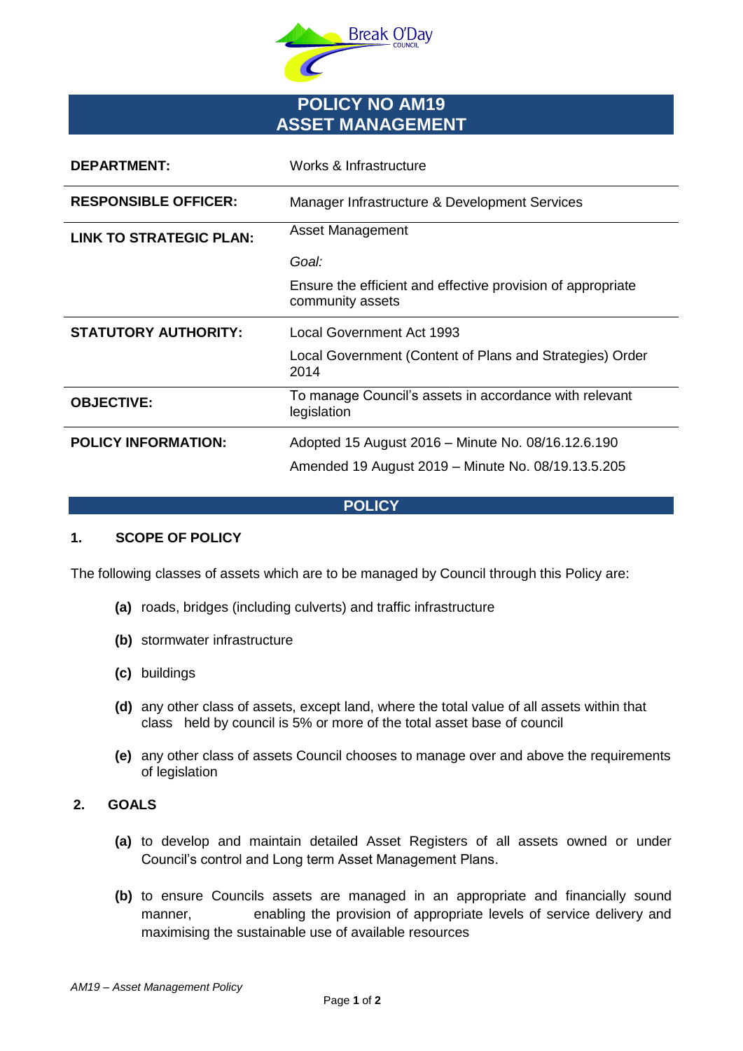# POLICY NO AM19
# ASSET MANAGEMENT

| | |
|---|---|
| **DEPARTMENT:** | Works & Infrastructure |
| **RESPONSIBLE OFFICER:** | Manager Infrastructure & Development Services |
| **LINK TO STRATEGIC PLAN:** | Asset Management<br><br>*Goal:*<br><br>Ensure the efficient and effective provision of appropriate community assets |
| **STATUTORY AUTHORITY:** | Local Government Act 1993<br><br>Local Government (Content of Plans and Strategies) Order 2014 |
| **OBJECTIVE:** | To manage Council's assets in accordance with relevant legislation |
| **POLICY INFORMATION:** | Adopted 15 August 2016 – Minute No. 08/16.12.6.190<br><br>Amended 19 August 2019 – Minute No. 08/19.13.5.205 |

## POLICY

### 1. SCOPE OF POLICY

The following classes of assets which are to be managed by Council through this Policy are:

**(a)** roads, bridges (including culverts) and traffic infrastructure

**(b)** stormwater infrastructure

**(c)** buildings

**(d)** any other class of assets, except land, where the total value of all assets within that class held by council is 5% or more of the total asset base of council

**(e)** any other class of assets Council chooses to manage over and above the requirements of legislation

### 2. GOALS

**(a)** to develop and maintain detailed Asset Registers of all assets owned or under Council's control and Long term Asset Management Plans.

**(b)** to ensure Councils assets are managed in an appropriate and financially sound manner, enabling the provision of appropriate levels of service delivery and maximising the sustainable use of available resources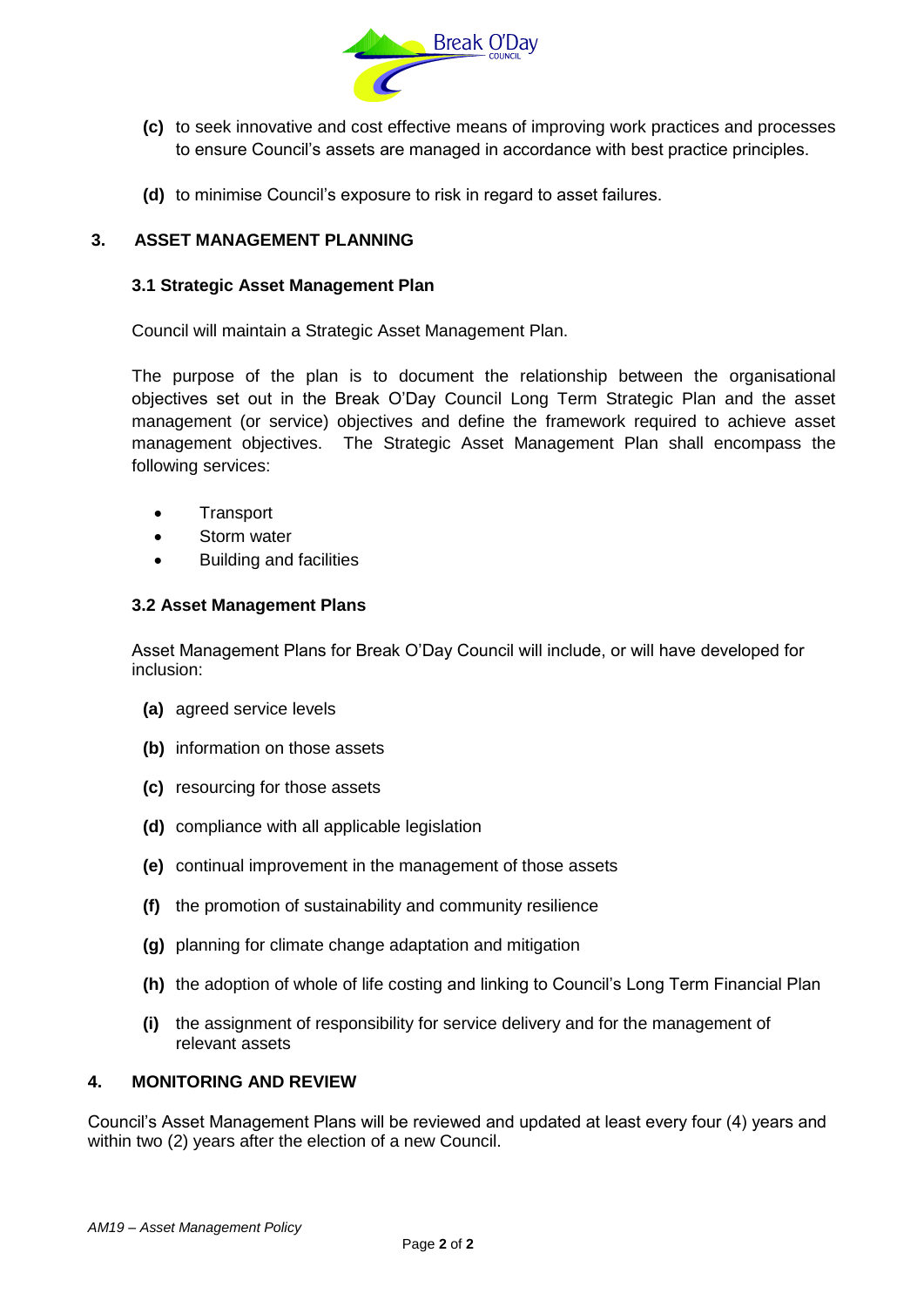**(c)** to seek innovative and cost effective means of improving work practices and processes to ensure Council's assets are managed in accordance with best practice principles.

**(d)** to minimise Council's exposure to risk in regard to asset failures.

## 3. ASSET MANAGEMENT PLANNING

### 3.1 Strategic Asset Management Plan

Council will maintain a Strategic Asset Management Plan.

The purpose of the plan is to document the relationship between the organisational objectives set out in the Break O'Day Council Long Term Strategic Plan and the asset management (or service) objectives and define the framework required to achieve asset management objectives. The Strategic Asset Management Plan shall encompass the following services:

- Transport
- Storm water
- Building and facilities

### 3.2 Asset Management Plans

Asset Management Plans for Break O'Day Council will include, or will have developed for inclusion:

**(a)** agreed service levels

**(b)** information on those assets

**(c)** resourcing for those assets

**(d)** compliance with all applicable legislation

**(e)** continual improvement in the management of those assets

**(f)** the promotion of sustainability and community resilience

**(g)** planning for climate change adaptation and mitigation

**(h)** the adoption of whole of life costing and linking to Council's Long Term Financial Plan

**(i)** the assignment of responsibility for service delivery and for the management of relevant assets

## 4. MONITORING AND REVIEW

Council's Asset Management Plans will be reviewed and updated at least every four (4) years and within two (2) years after the election of a new Council.